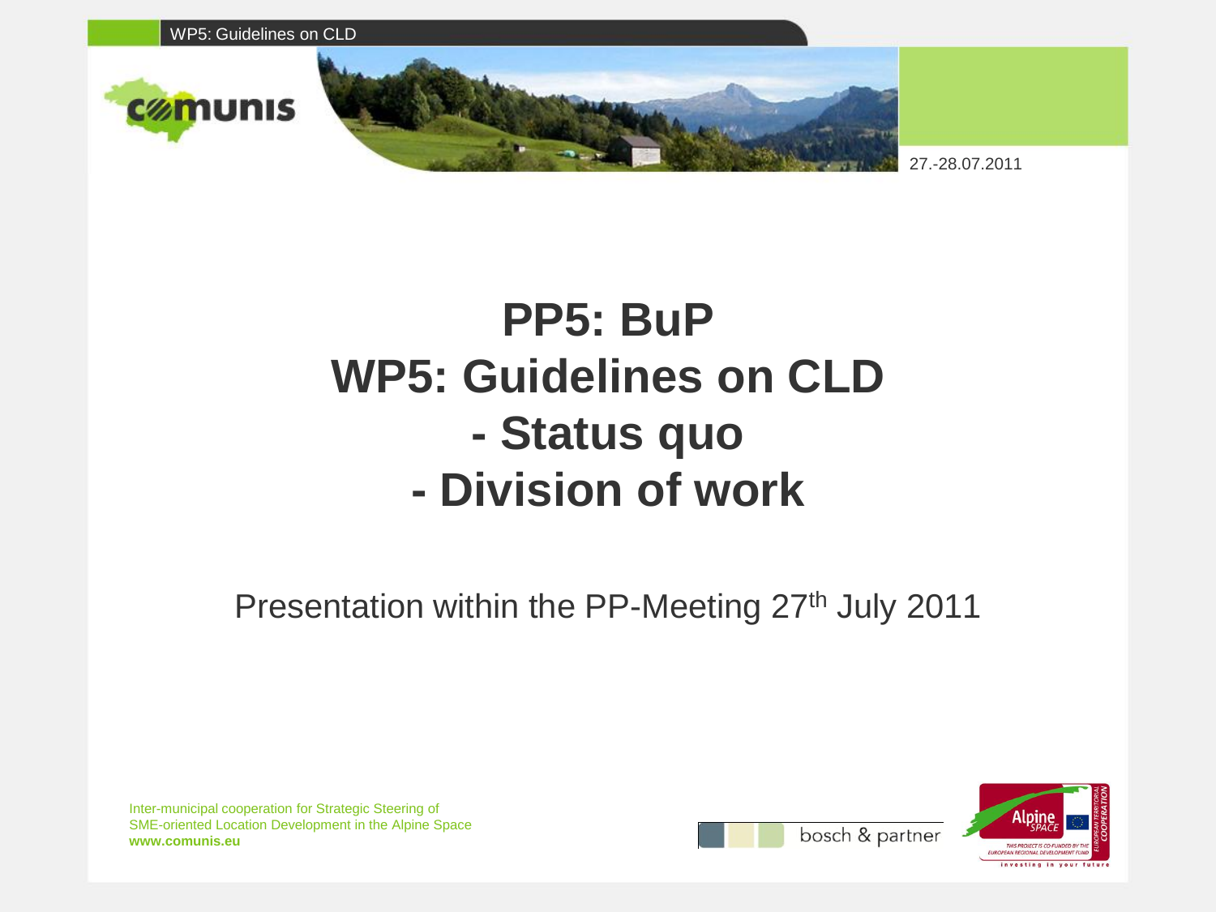# PP5: BuP
# WP5: Guidelines on CLD
# - Status quo
# - Division of work

Presentation within the PP-Meeting 27th July 2011

27.-28.07.2011

Inter-municipal cooperation for Strategic Steering of SME-oriented Location Development in the Alpine Space
**www.comunis.eu**

bosch & partner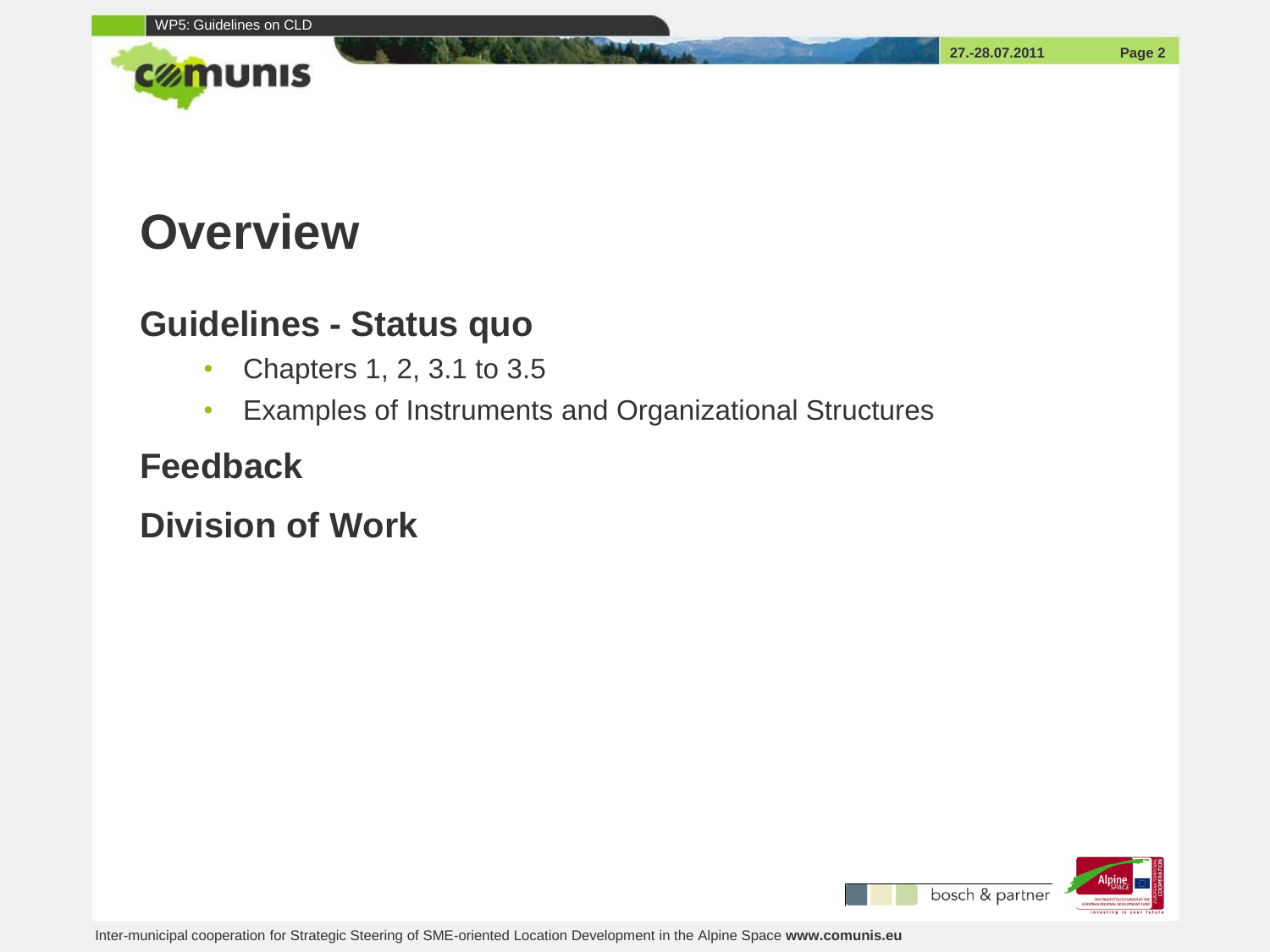# Overview

## Guidelines - Status quo

- Chapters 1, 2, 3.1 to 3.5
- Examples of Instruments and Organizational Structures

## Feedback

## Division of Work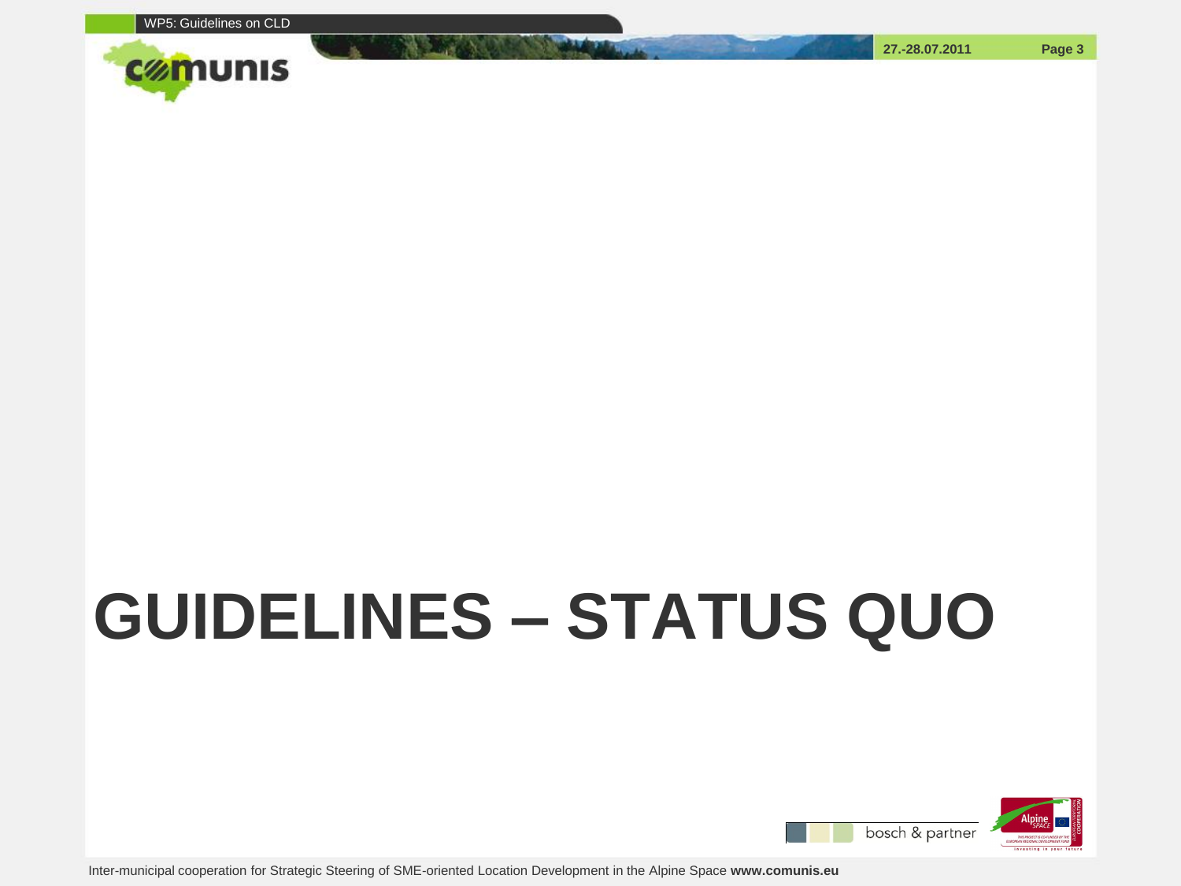# GUIDELINES – STATUS QUO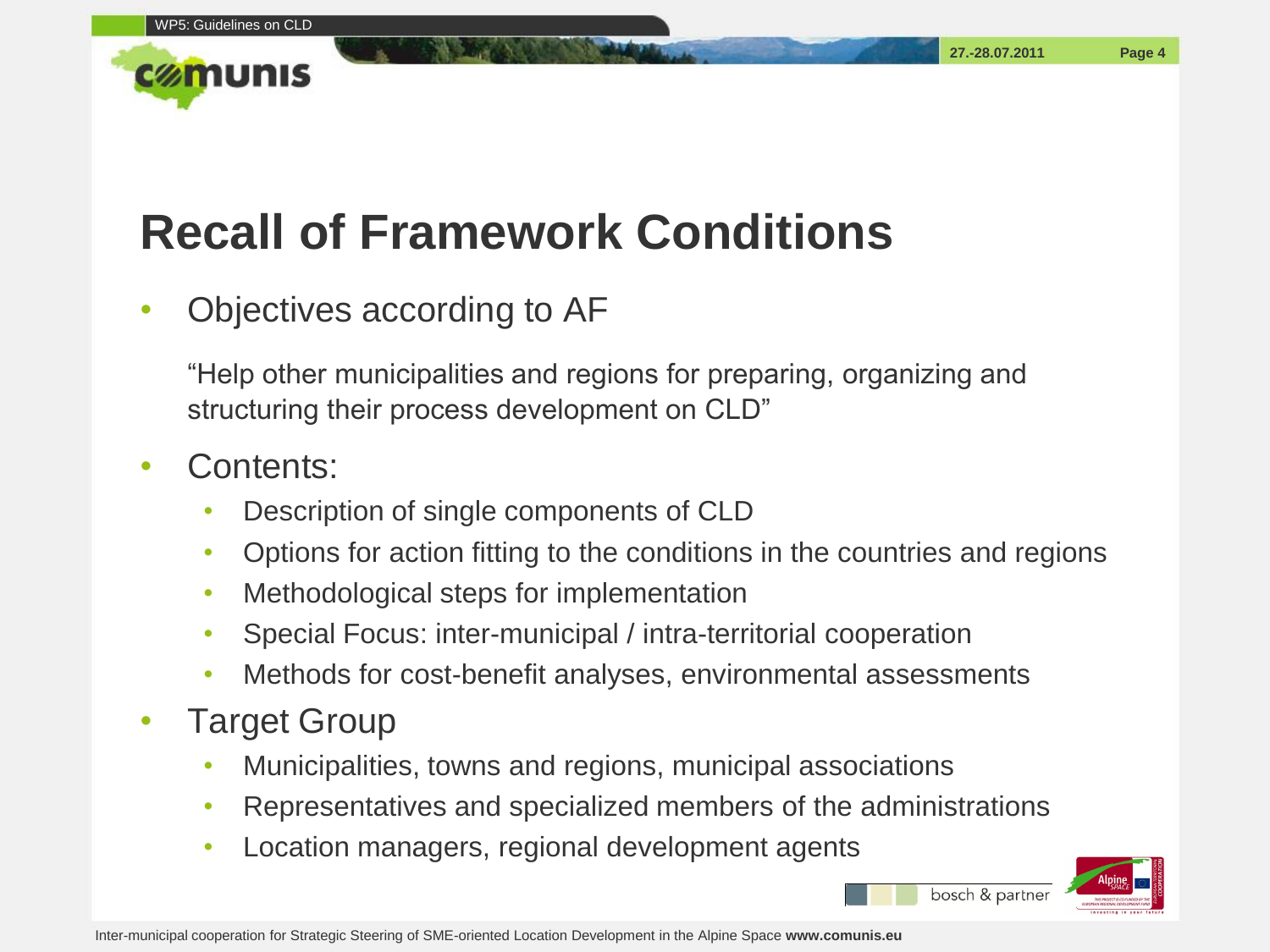# Recall of Framework Conditions

- Objectives according to AF

  "Help other municipalities and regions for preparing, organizing and structuring their process development on CLD"

- Contents:
  - Description of single components of CLD
  - Options for action fitting to the conditions in the countries and regions
  - Methodological steps for implementation
  - Special Focus: inter-municipal / intra-territorial cooperation
  - Methods for cost-benefit analyses, environmental assessments
- Target Group
  - Municipalities, towns and regions, municipal associations
  - Representatives and specialized members of the administrations
  - Location managers, regional development agents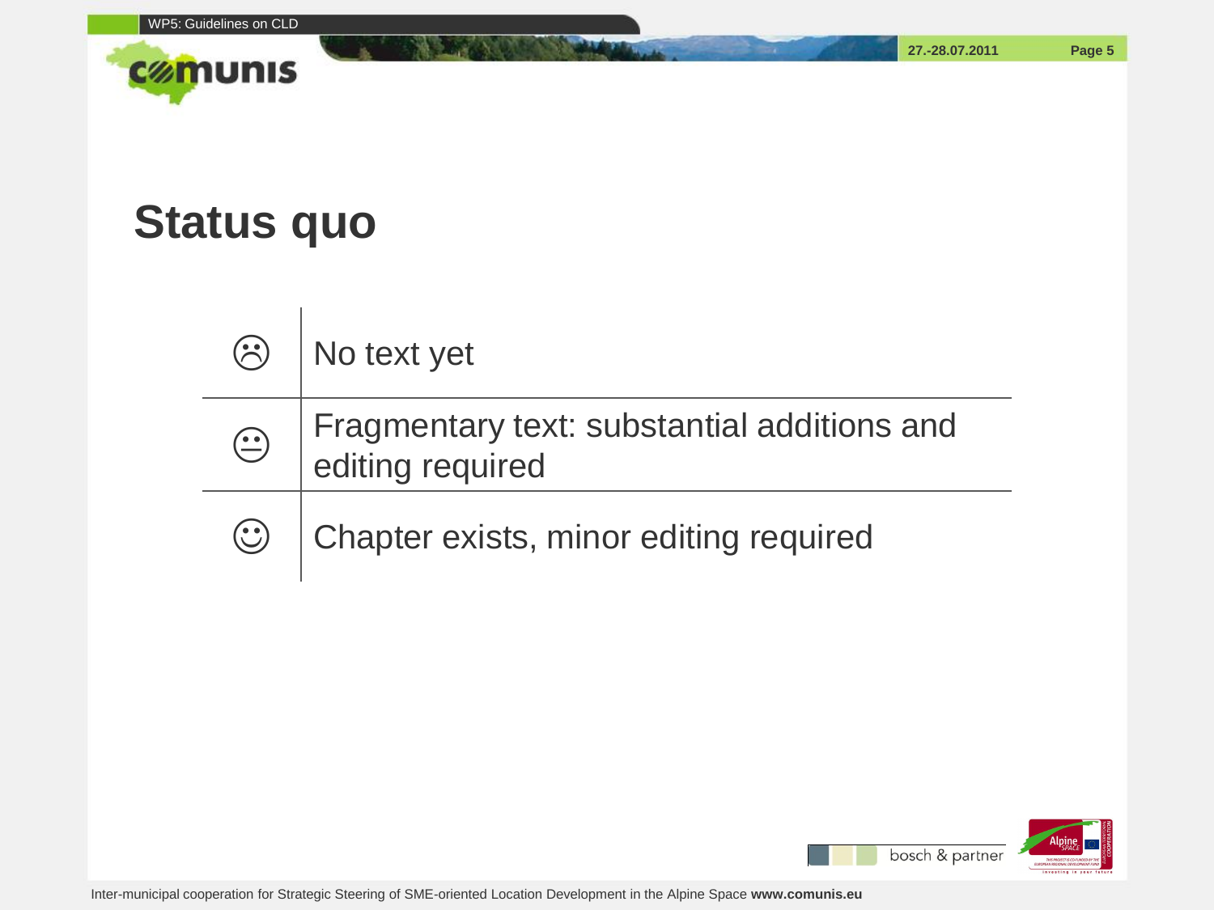# Status quo

| | |
|---|---|
| ☹ | No text yet |
| 😐 | Fragmentary text: substantial additions and editing required |
| ☺ | Chapter exists, minor editing required |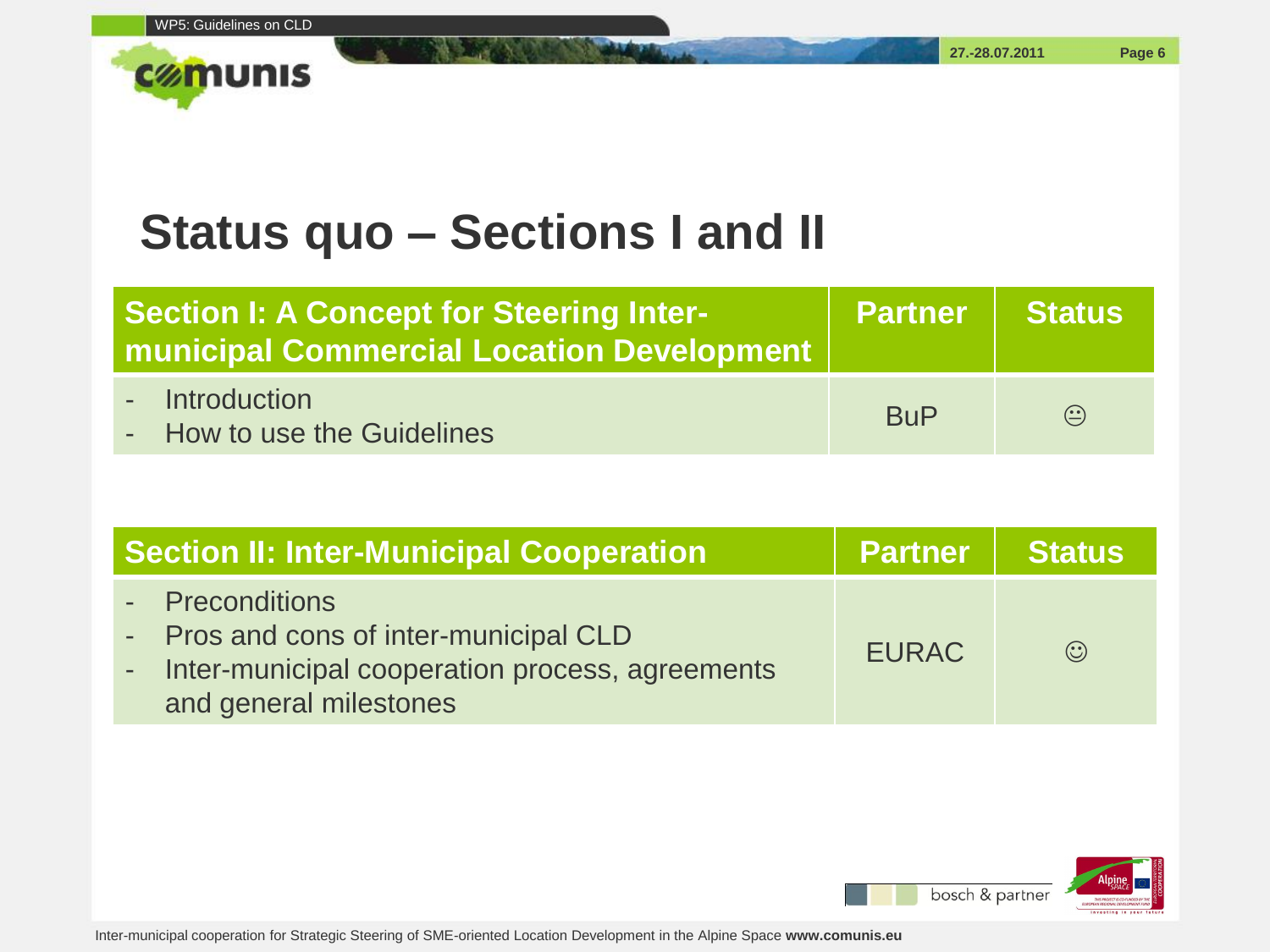# Status quo – Sections I and II

| Section I: A Concept for Steering Inter-municipal Commercial Location Development | Partner | Status |
| --- | --- | --- |
| - Introduction<br>- How to use the Guidelines | BuP | 😐 |

| Section II: Inter-Municipal Cooperation | Partner | Status |
| --- | --- | --- |
| - Preconditions<br>- Pros and cons of inter-municipal CLD<br>- Inter-municipal cooperation process, agreements and general milestones | EURAC | ☺ |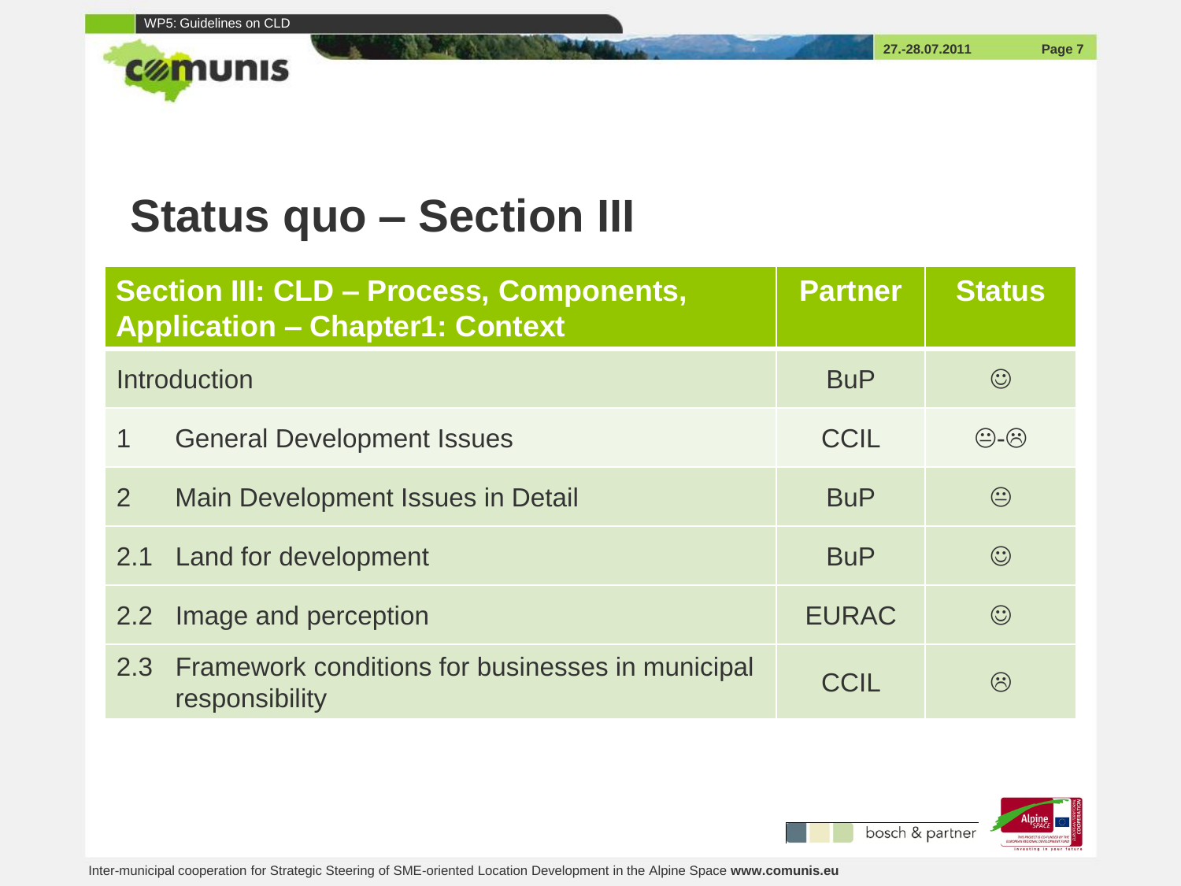# Status quo – Section III

| Section III: CLD – Process, Components, Application – Chapter1: Context | Partner | Status |
| --- | --- | --- |
| Introduction | BuP | ☺ |
| 1 General Development Issues | CCIL | 😐-☹ |
| 2 Main Development Issues in Detail | BuP | 😐 |
| 2.1 Land for development | BuP | ☺ |
| 2.2 Image and perception | EURAC | ☺ |
| 2.3 Framework conditions for businesses in municipal responsibility | CCIL | ☹ |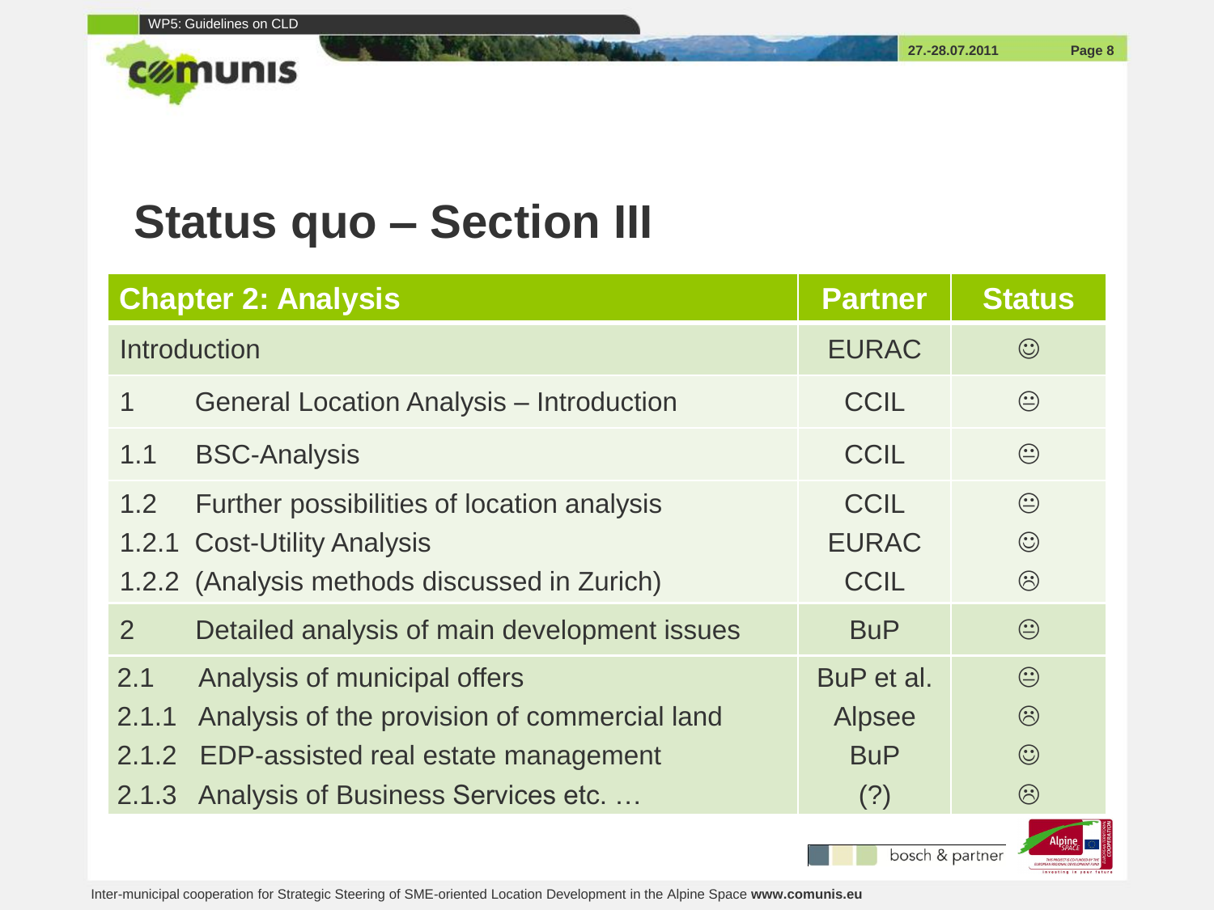# Status quo – Section III

| Chapter 2: Analysis | | Partner | Status |
|---|---|---|---|
| Introduction | | EURAC | ☺ |
| 1 | General Location Analysis – Introduction | CCIL | 😐 |
| 1.1 | BSC-Analysis | CCIL | 😐 |
| 1.2 | Further possibilities of location analysis | CCIL | 😐 |
| 1.2.1 | Cost-Utility Analysis | EURAC | ☺ |
| 1.2.2 | (Analysis methods discussed in Zurich) | CCIL | ☹ |
| 2 | Detailed analysis of main development issues | BuP | 😐 |
| 2.1 | Analysis of municipal offers | BuP et al. | 😐 |
| 2.1.1 | Analysis of the provision of commercial land | Alpsee | ☹ |
| 2.1.2 | EDP-assisted real estate management | BuP | ☺ |
| 2.1.3 | Analysis of Business Services etc. … | (?) | ☹ |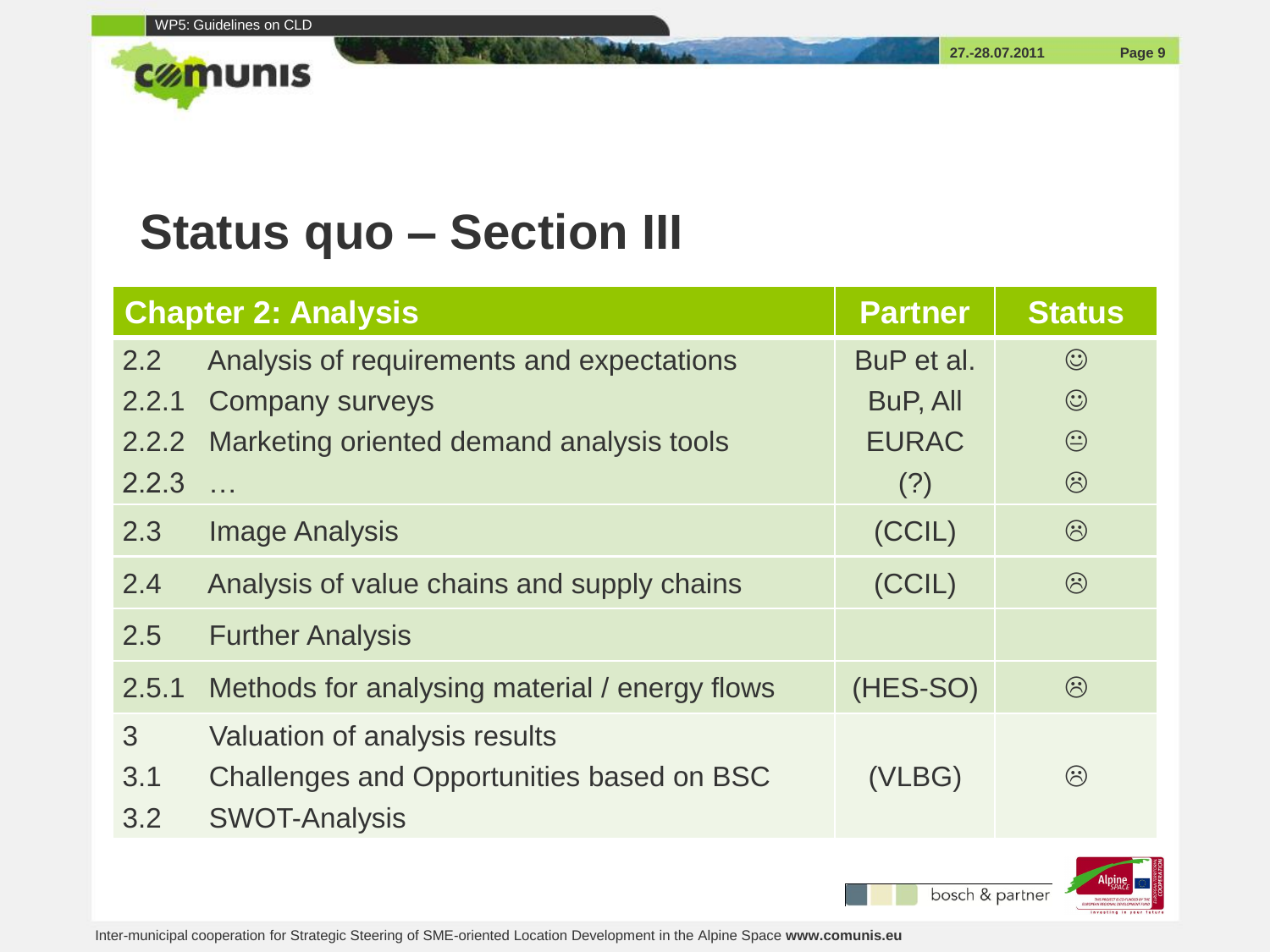# Status quo – Section III

| Chapter 2: Analysis | | Partner | Status |
|---|---|---|---|
| 2.2 | Analysis of requirements and expectations | BuP et al. | ☺ |
| 2.2.1 | Company surveys | BuP, All | ☺ |
| 2.2.2 | Marketing oriented demand analysis tools | EURAC | 😐 |
| 2.2.3 | … | (?) | ☹ |
| 2.3 | Image Analysis | (CCIL) | ☹ |
| 2.4 | Analysis of value chains and supply chains | (CCIL) | ☹ |
| 2.5 | Further Analysis | | |
| 2.5.1 | Methods for analysing material / energy flows | (HES-SO) | ☹ |
| 3 | Valuation of analysis results | | |
| 3.1 | Challenges and Opportunities based on BSC | (VLBG) | ☹ |
| 3.2 | SWOT-Analysis | | |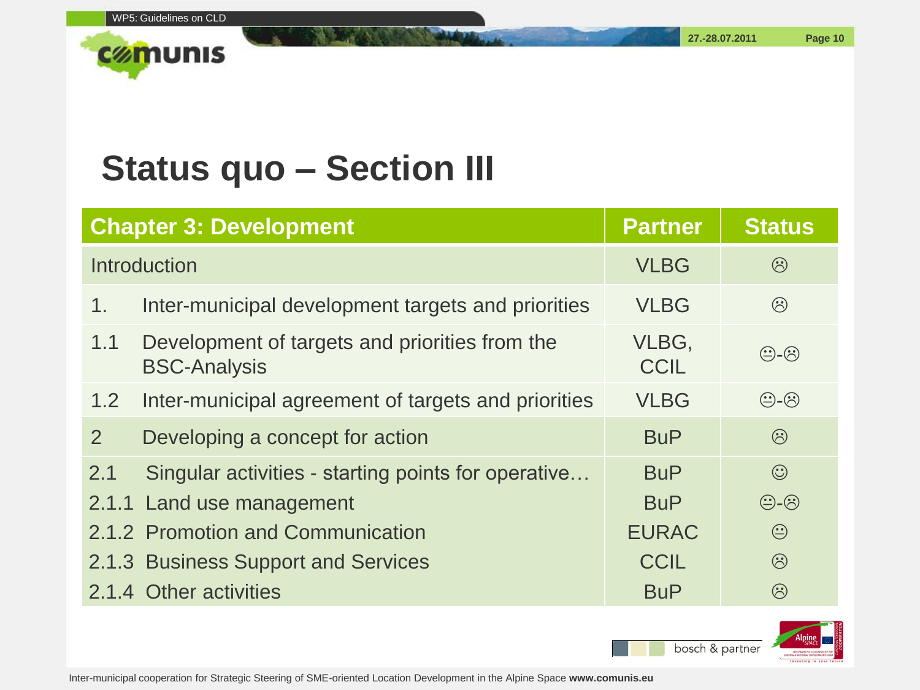# Status quo – Section III

| Chapter 3: Development | | Partner | Status |
|---|---|---|---|
| Introduction | | VLBG | ☹ |
| 1. | Inter-municipal development targets and priorities | VLBG | ☹ |
| 1.1 | Development of targets and priorities from the BSC-Analysis | VLBG, CCIL | 😐-☹ |
| 1.2 | Inter-municipal agreement of targets and priorities | VLBG | 😐-☹ |
| 2 | Developing a concept for action | BuP | ☹ |
| 2.1 | Singular activities - starting points for operative… | BuP | ☺ |
| 2.1.1 | Land use management | BuP | 😐-☹ |
| 2.1.2 | Promotion and Communication | EURAC | 😐 |
| 2.1.3 | Business Support and Services | CCIL | ☹ |
| 2.1.4 | Other activities | BuP | ☹ |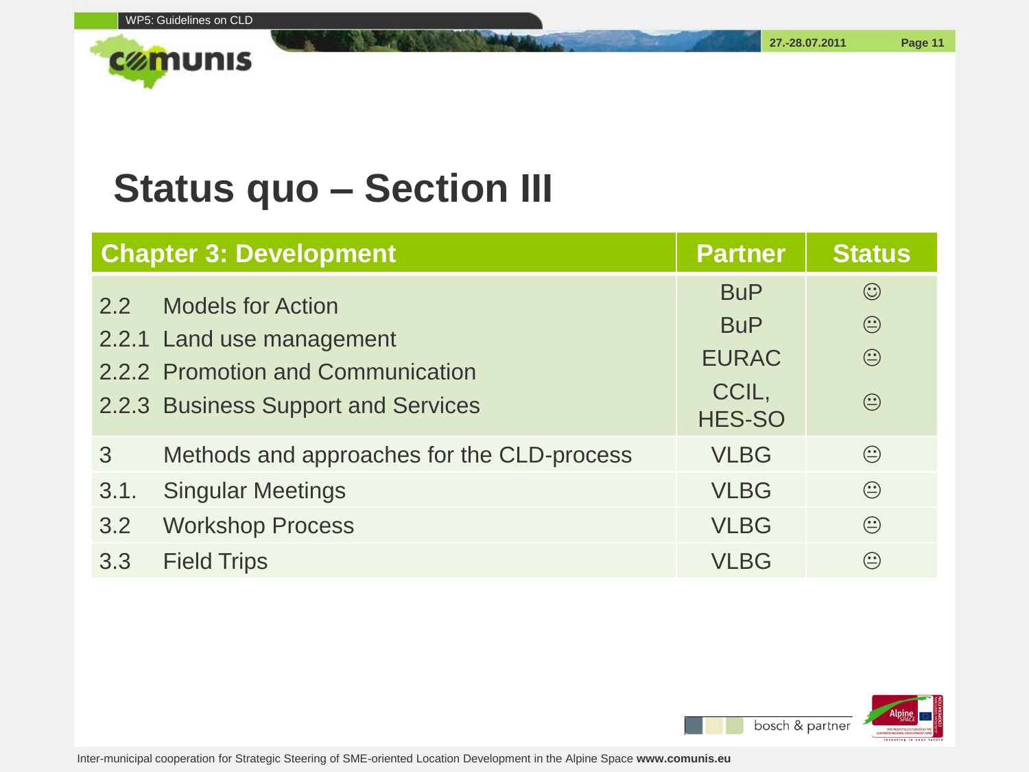# Status quo – Section III

| Chapter 3: Development | | Partner | Status |
|---|---|---|---|
| 2.2 | Models for Action | BuP | ☺ |
| 2.2.1 | Land use management | BuP | 😐 |
| 2.2.2 | Promotion and Communication | EURAC | 😐 |
| 2.2.3 | Business Support and Services | CCIL, HES-SO | 😐 |
| 3 | Methods and approaches for the CLD-process | VLBG | 😐 |
| 3.1. | Singular Meetings | VLBG | 😐 |
| 3.2 | Workshop Process | VLBG | 😐 |
| 3.3 | Field Trips | VLBG | 😐 |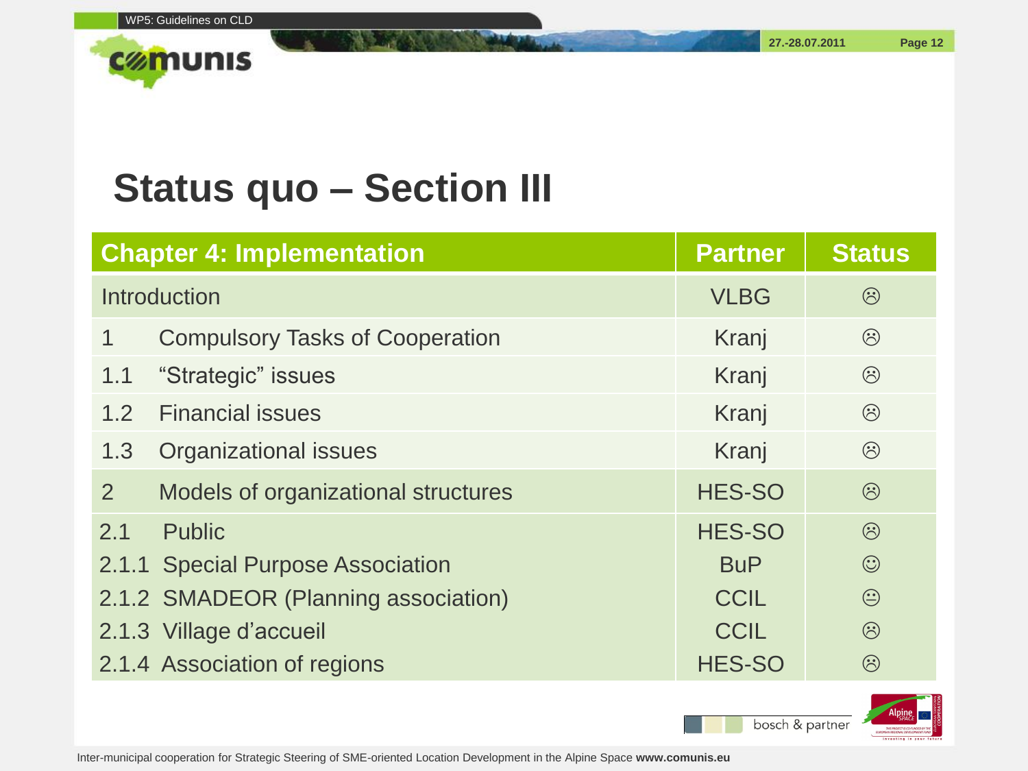# Status quo – Section III

| Chapter 4: Implementation | Partner | Status |
|---|---|---|
| Introduction | VLBG | ☹ |
| 1 Compulsory Tasks of Cooperation | Kranj | ☹ |
| 1.1 “Strategic” issues | Kranj | ☹ |
| 1.2 Financial issues | Kranj | ☹ |
| 1.3 Organizational issues | Kranj | ☹ |
| 2 Models of organizational structures | HES-SO | ☹ |
| 2.1 Public | HES-SO | ☹ |
| 2.1.1 Special Purpose Association | BuP | ☺ |
| 2.1.2 SMADEOR (Planning association) | CCIL | 😐 |
| 2.1.3 Village d’accueil | CCIL | ☹ |
| 2.1.4 Association of regions | HES-SO | ☹ |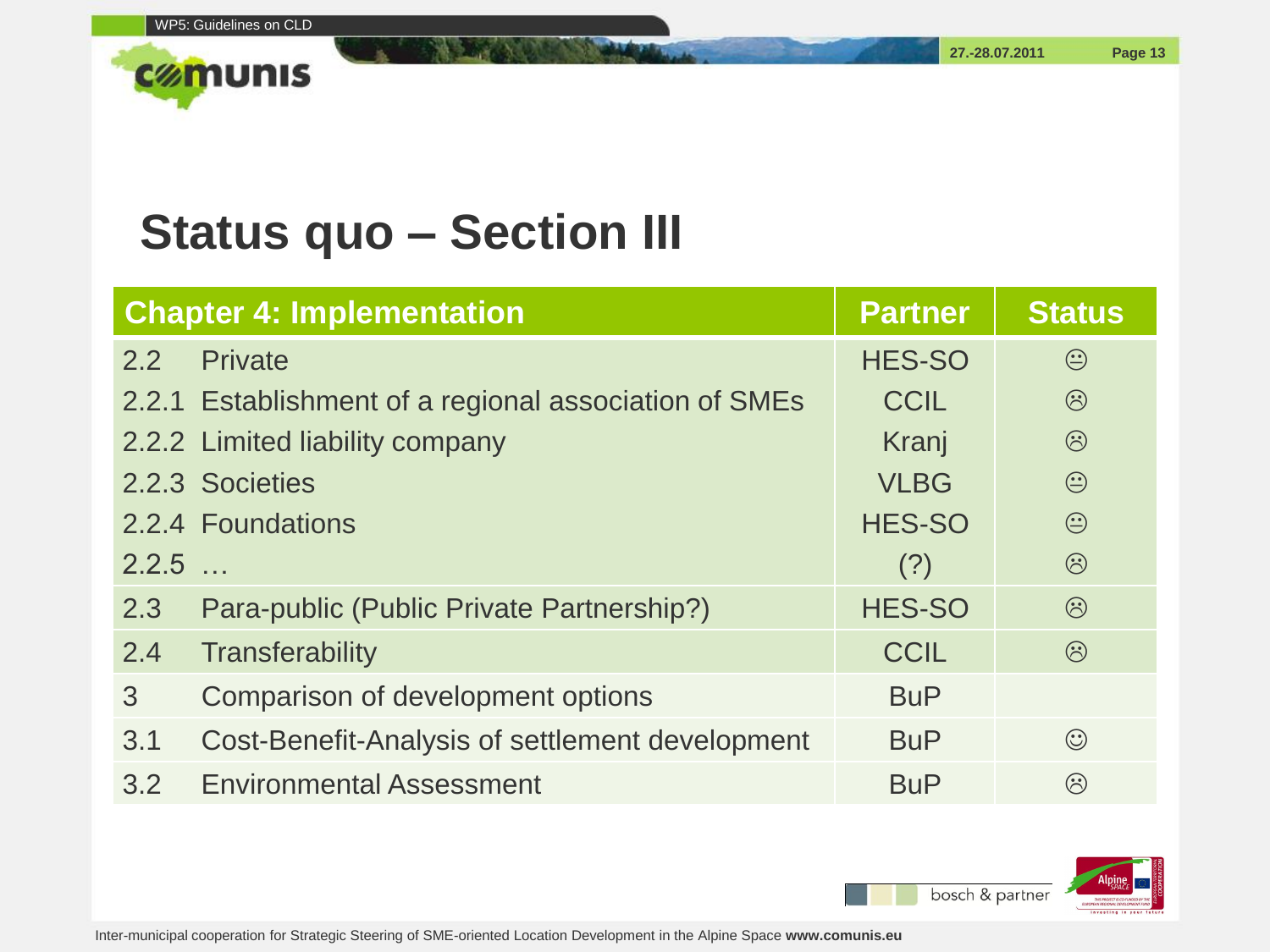# Status quo – Section III

| Chapter 4: Implementation | | Partner | Status |
|---|---|---|---|
| 2.2 | Private | HES-SO | 😐 |
| 2.2.1 | Establishment of a regional association of SMEs | CCIL | ☹ |
| 2.2.2 | Limited liability company | Kranj | ☹ |
| 2.2.3 | Societies | VLBG | 😐 |
| 2.2.4 | Foundations | HES-SO | 😐 |
| 2.2.5 | … | (?) | ☹ |
| 2.3 | Para-public (Public Private Partnership?) | HES-SO | ☹ |
| 2.4 | Transferability | CCIL | ☹ |
| 3 | Comparison of development options | BuP | |
| 3.1 | Cost-Benefit-Analysis of settlement development | BuP | ☺ |
| 3.2 | Environmental Assessment | BuP | ☹ |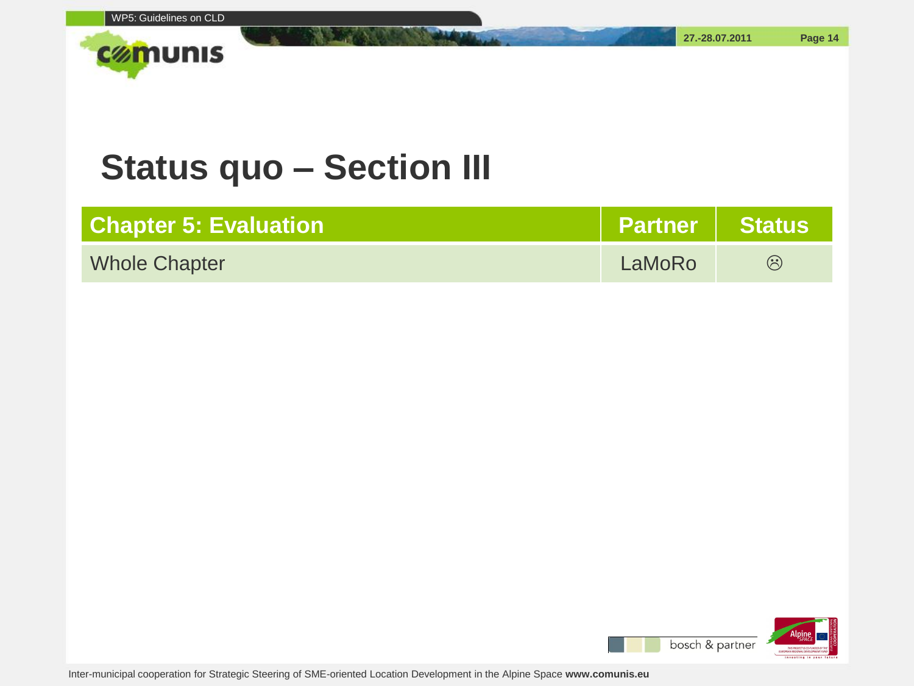# Status quo – Section III

| Chapter 5: Evaluation | Partner | Status |
|---|---|---|
| Whole Chapter | LaMoRo | ☹ |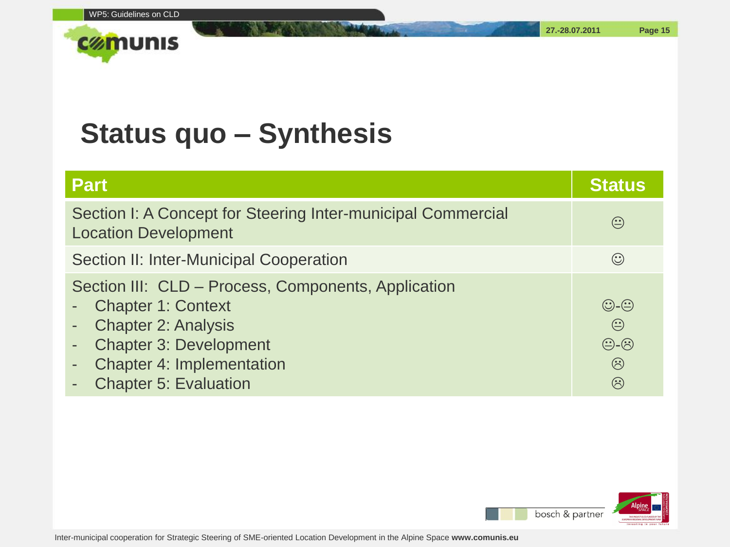# Status quo – Synthesis

| Part | Status |
|---|---|
| Section I: A Concept for Steering Inter-municipal Commercial Location Development | 😐 |
| Section II: Inter-Municipal Cooperation | ☺ |
| Section III: CLD – Process, Components, Application | |
| - Chapter 1: Context | ☺-😐 |
| - Chapter 2: Analysis | 😐 |
| - Chapter 3: Development | 😐-☹ |
| - Chapter 4: Implementation | ☹ |
| - Chapter 5: Evaluation | ☹ |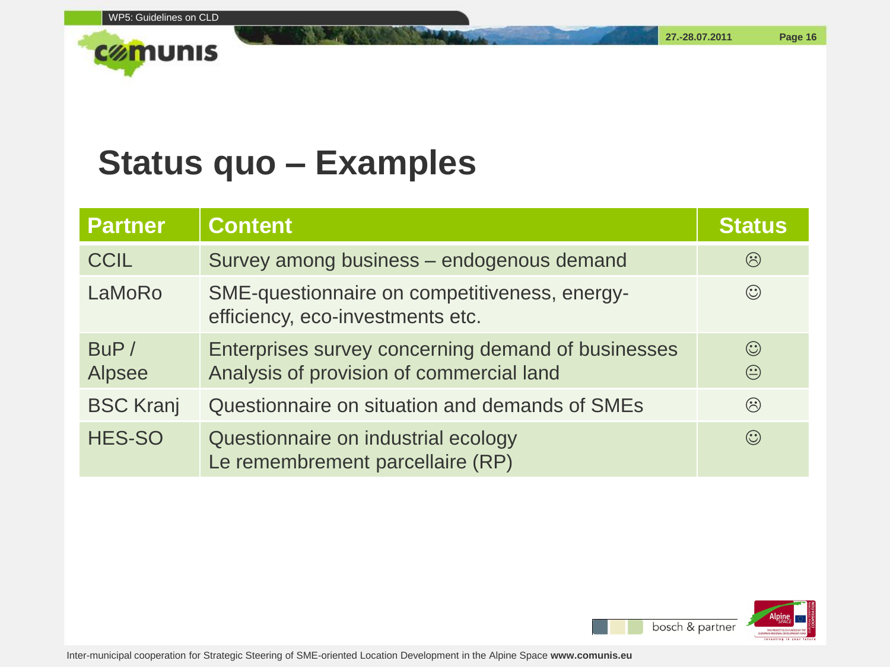# Status quo – Examples

| Partner | Content | Status |
|---|---|---|
| CCIL | Survey among business – endogenous demand | ☹ |
| LaMoRo | SME-questionnaire on competitiveness, energy-efficiency, eco-investments etc. | ☺ |
| BuP / Alpsee | Enterprises survey concerning demand of businesses<br>Analysis of provision of commercial land | ☺<br>😐 |
| BSC Kranj | Questionnaire on situation and demands of SMEs | ☹ |
| HES-SO | Questionnaire on industrial ecology<br>Le remembrement parcellaire (RP) | ☺ |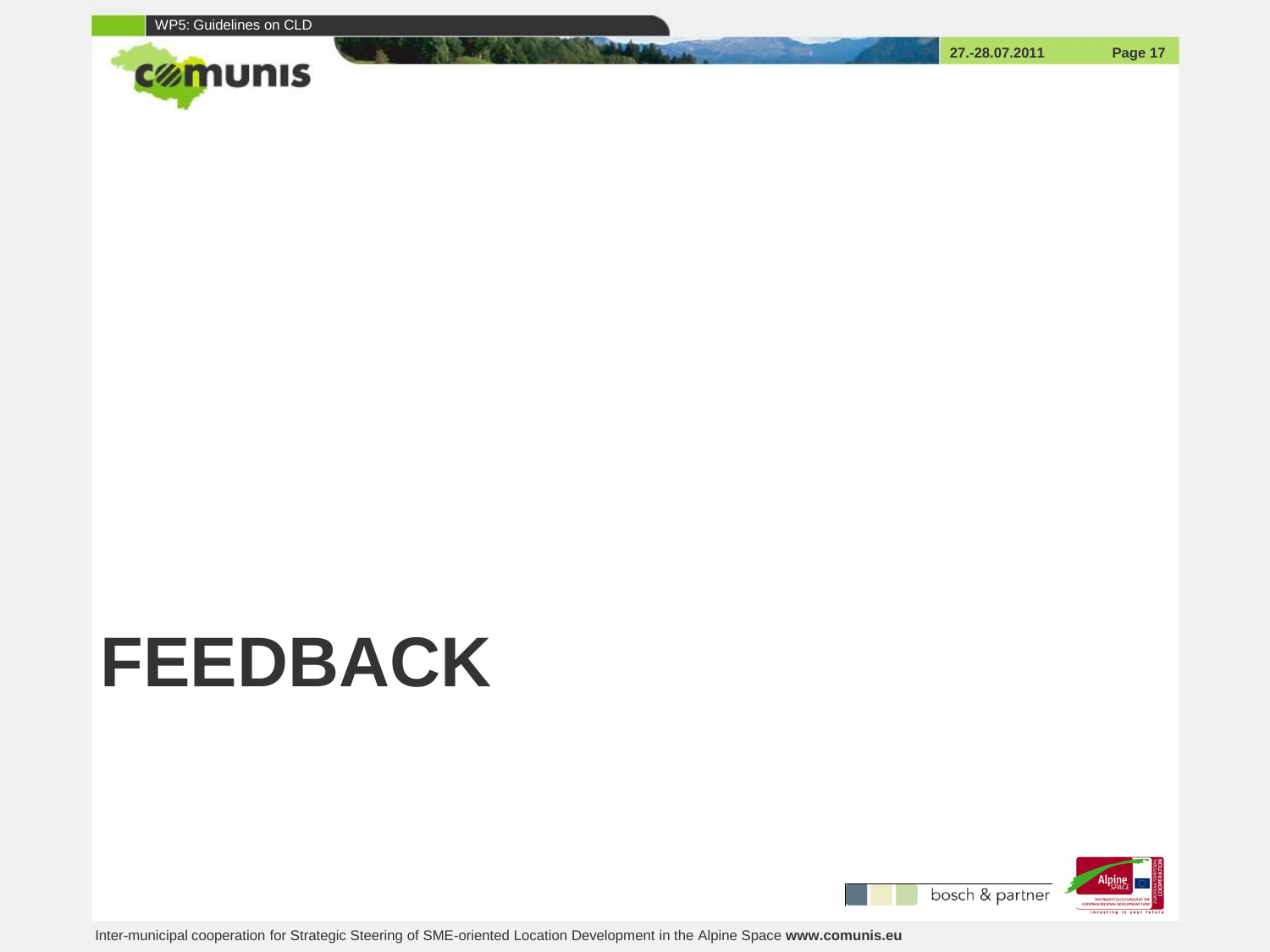# FEEDBACK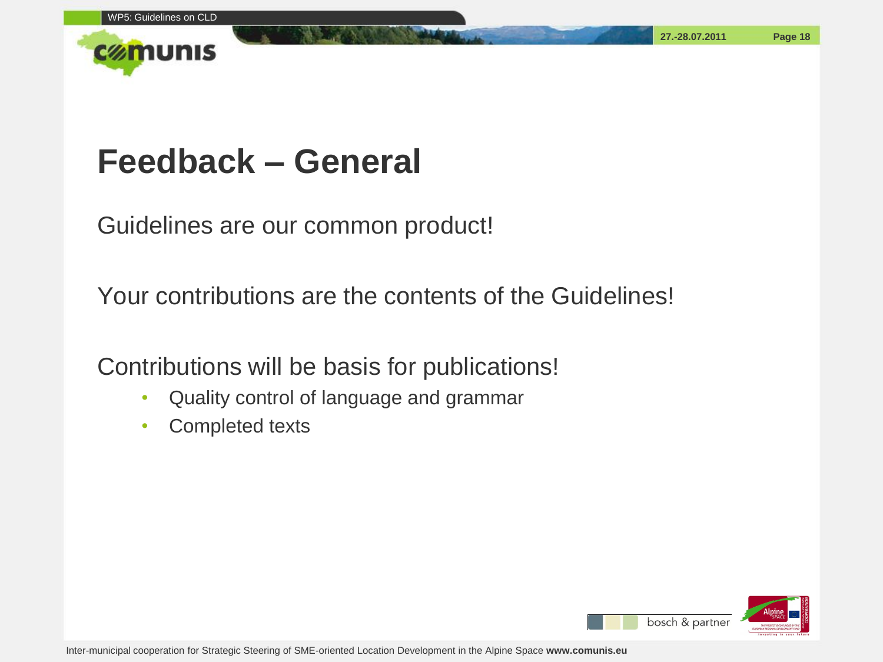# Feedback – General

Guidelines are our common product!

Your contributions are the contents of the Guidelines!

Contributions will be basis for publications!

- Quality control of language and grammar
- Completed texts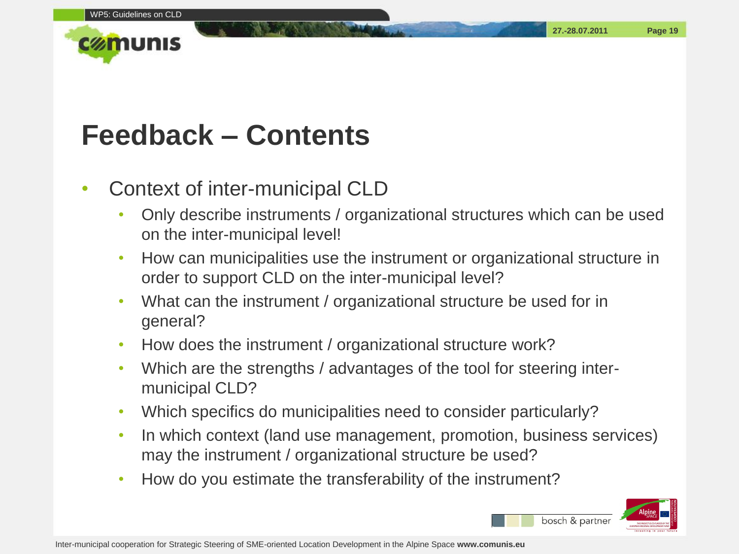# Feedback – Contents

- Context of inter-municipal CLD
  - Only describe instruments / organizational structures which can be used on the inter-municipal level!
  - How can municipalities use the instrument or organizational structure in order to support CLD on the inter-municipal level?
  - What can the instrument / organizational structure be used for in general?
  - How does the instrument / organizational structure work?
  - Which are the strengths / advantages of the tool for steering inter-municipal CLD?
  - Which specifics do municipalities need to consider particularly?
  - In which context (land use management, promotion, business services) may the instrument / organizational structure be used?
  - How do you estimate the transferability of the instrument?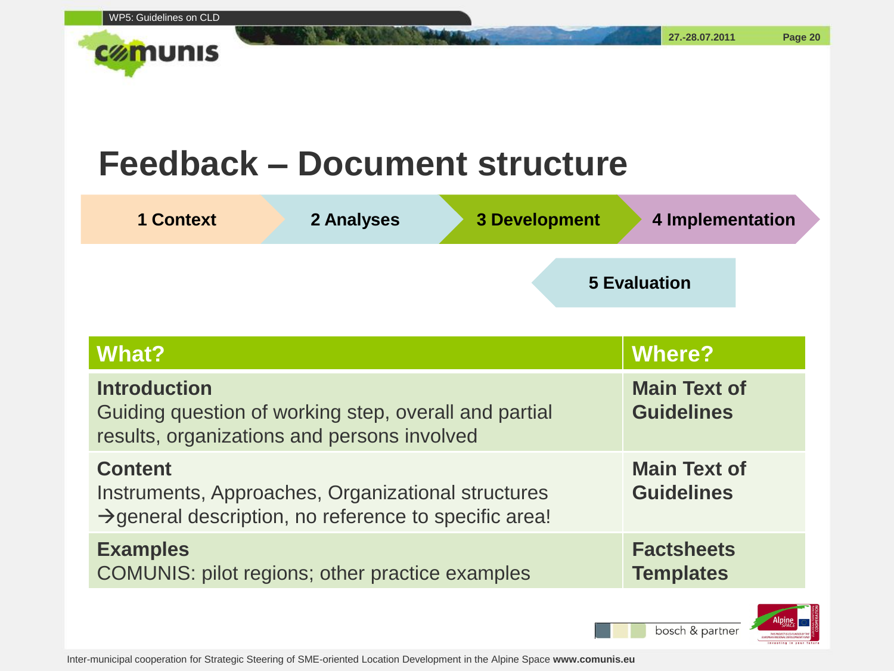# Feedback – Document structure

1 Context → 2 Analyses → 3 Development → 4 Implementation

5 Evaluation

| What? | Where? |
|---|---|
| **Introduction**<br>Guiding question of working step, overall and partial results, organizations and persons involved | **Main Text of Guidelines** |
| **Content**<br>Instruments, Approaches, Organizational structures<br>→general description, no reference to specific area! | **Main Text of Guidelines** |
| **Examples**<br>COMUNIS: pilot regions; other practice examples | **Factsheets Templates** |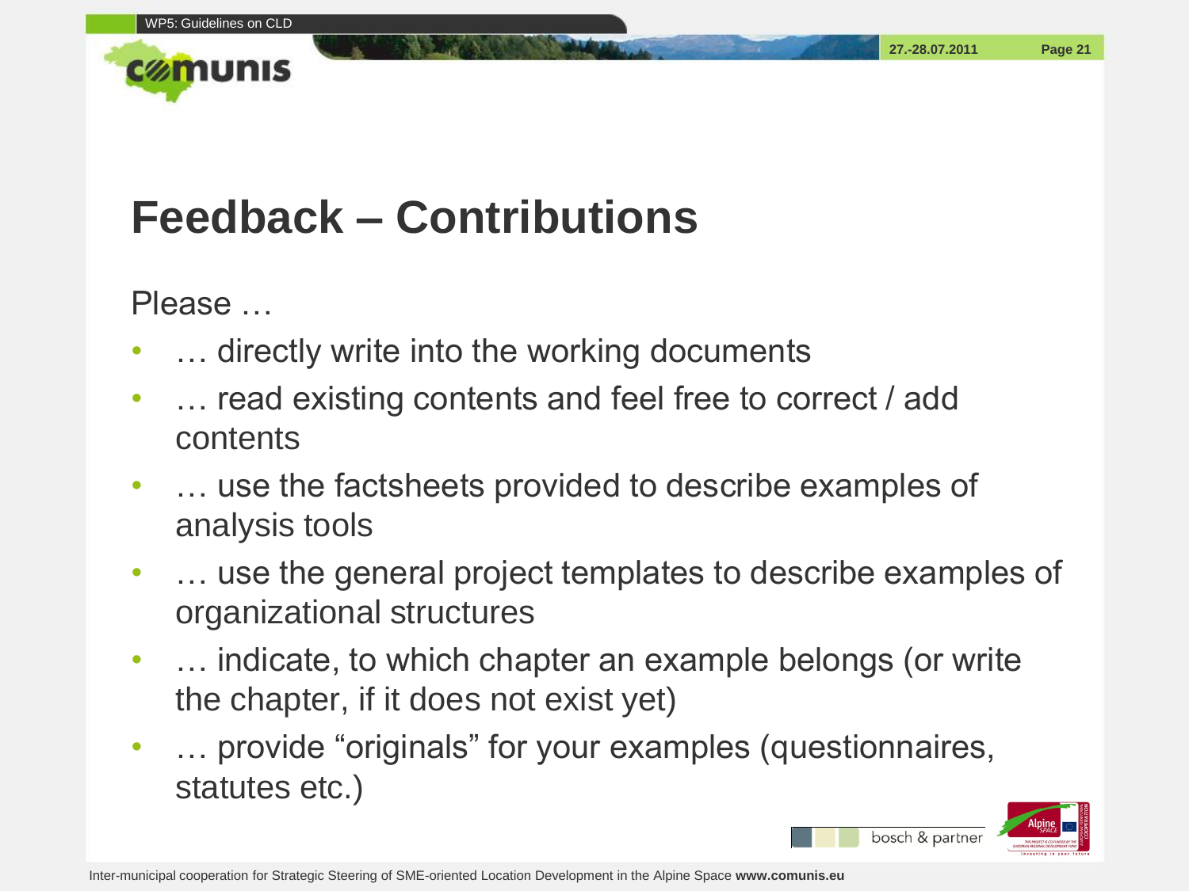# Feedback – Contributions

Please …

- … directly write into the working documents
- … read existing contents and feel free to correct / add contents
- … use the factsheets provided to describe examples of analysis tools
- … use the general project templates to describe examples of organizational structures
- … indicate, to which chapter an example belongs (or write the chapter, if it does not exist yet)
- … provide "originals" for your examples (questionnaires, statutes etc.)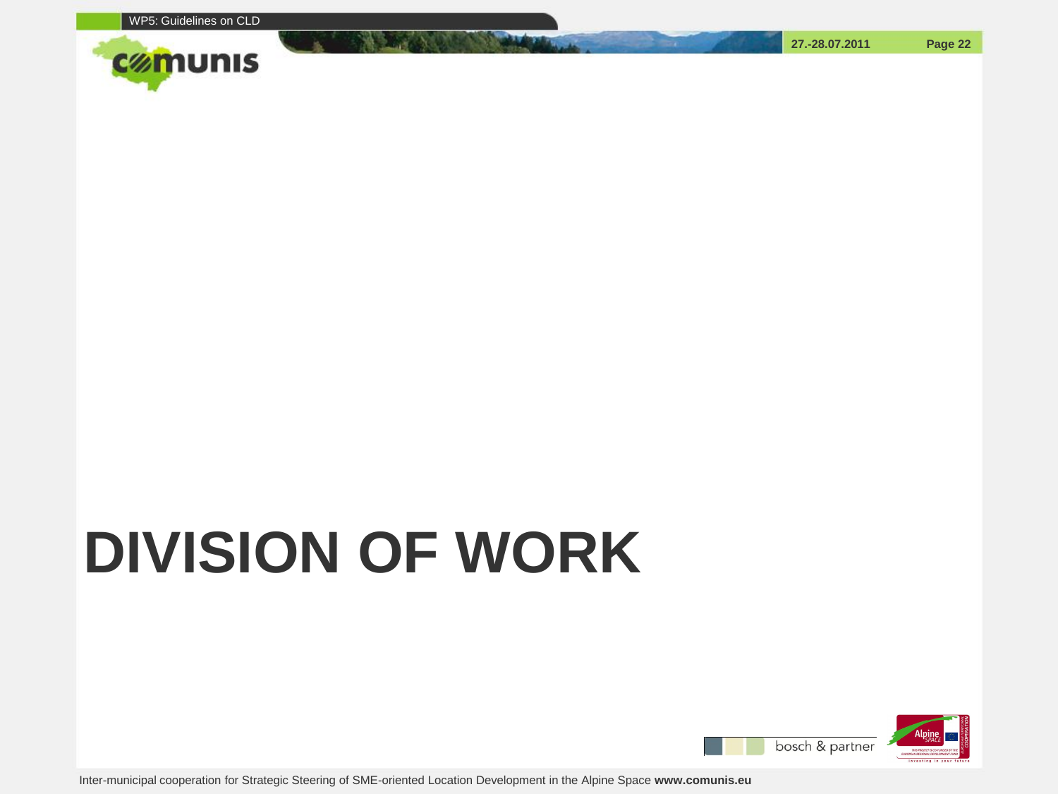# DIVISION OF WORK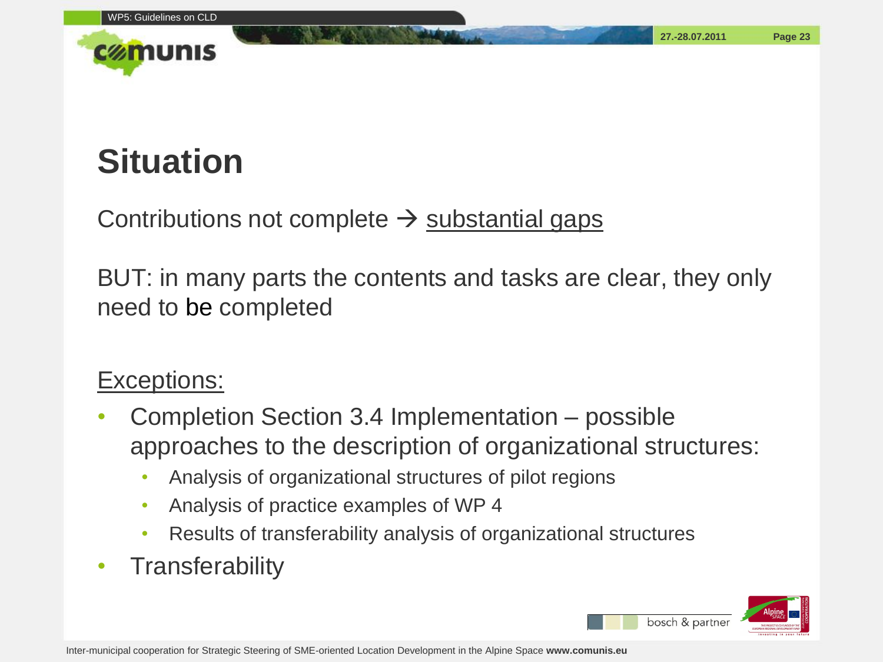# Situation

Contributions not complete → <u>substantial gaps</u>

BUT: in many parts the contents and tasks are clear, they only need to be completed

<u>Exceptions:</u>

- Completion Section 3.4 Implementation – possible approaches to the description of organizational structures:
  - Analysis of organizational structures of pilot regions
  - Analysis of practice examples of WP 4
  - Results of transferability analysis of organizational structures
- Transferability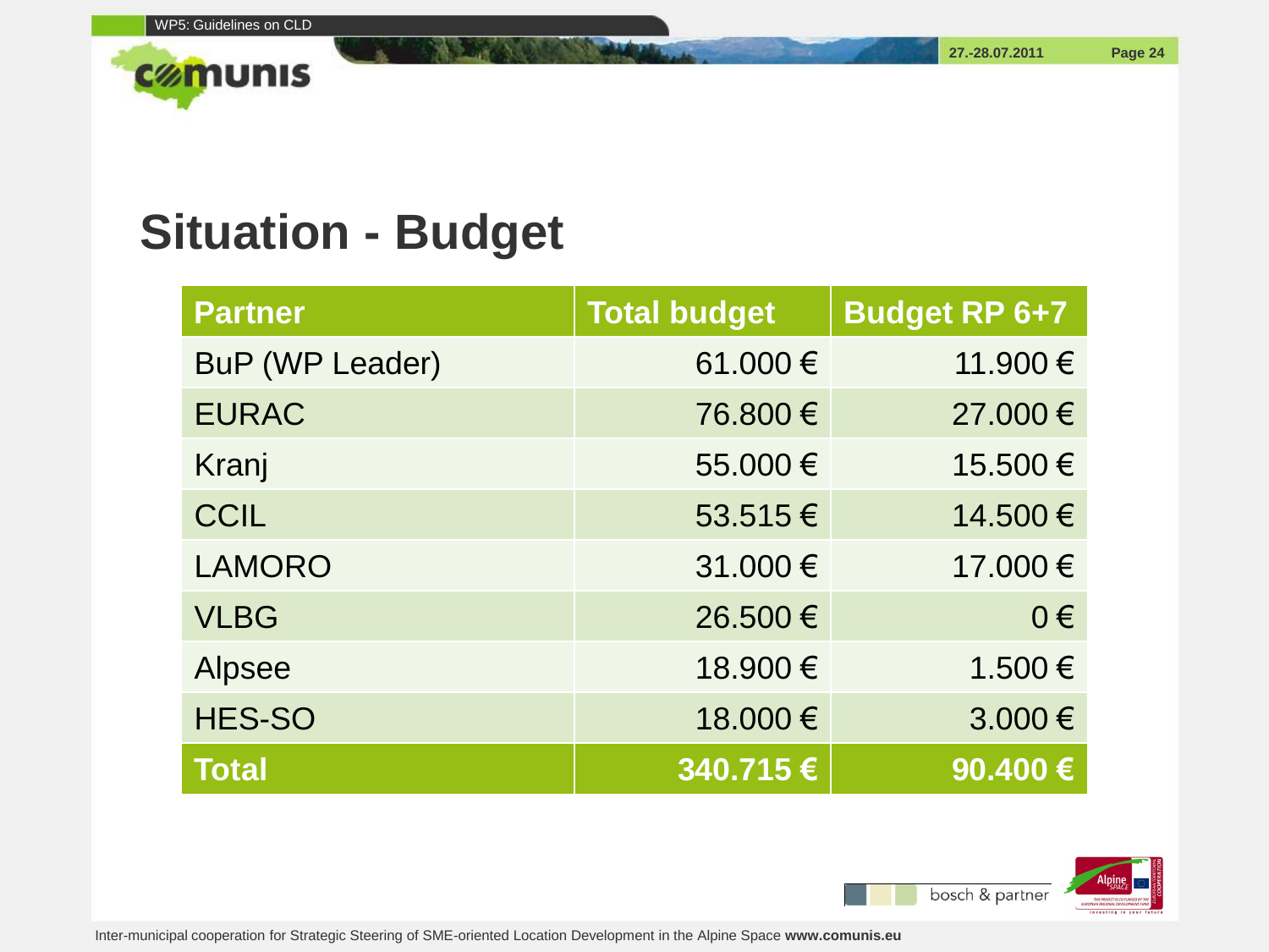# Situation - Budget

| Partner | Total budget | Budget RP 6+7 |
|---|---:|---:|
| BuP (WP Leader) | 61.000 € | 11.900 € |
| EURAC | 76.800 € | 27.000 € |
| Kranj | 55.000 € | 15.500 € |
| CCIL | 53.515 € | 14.500 € |
| LAMORO | 31.000 € | 17.000 € |
| VLBG | 26.500 € | 0 € |
| Alpsee | 18.900 € | 1.500 € |
| HES-SO | 18.000 € | 3.000 € |
| **Total** | **340.715 €** | **90.400 €** |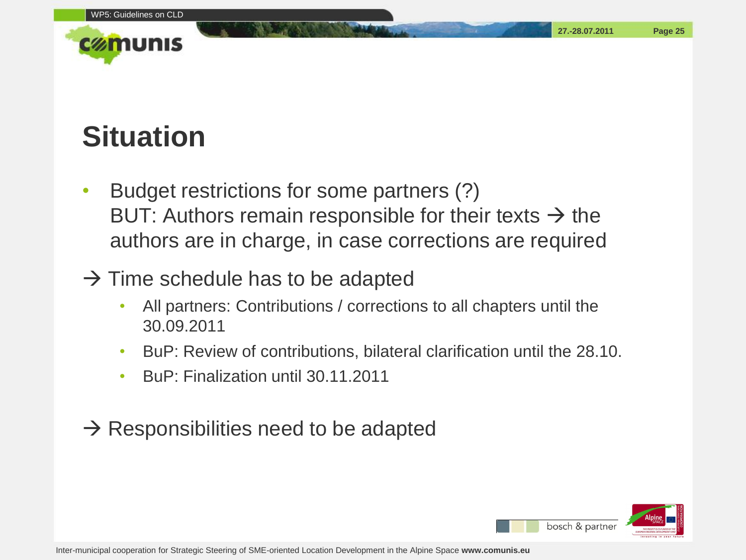# Situation

- Budget restrictions for some partners (?)
  BUT: Authors remain responsible for their texts → the authors are in charge, in case corrections are required

→ Time schedule has to be adapted

- All partners: Contributions / corrections to all chapters until the 30.09.2011
- BuP: Review of contributions, bilateral clarification until the 28.10.
- BuP: Finalization until 30.11.2011

→ Responsibilities need to be adapted